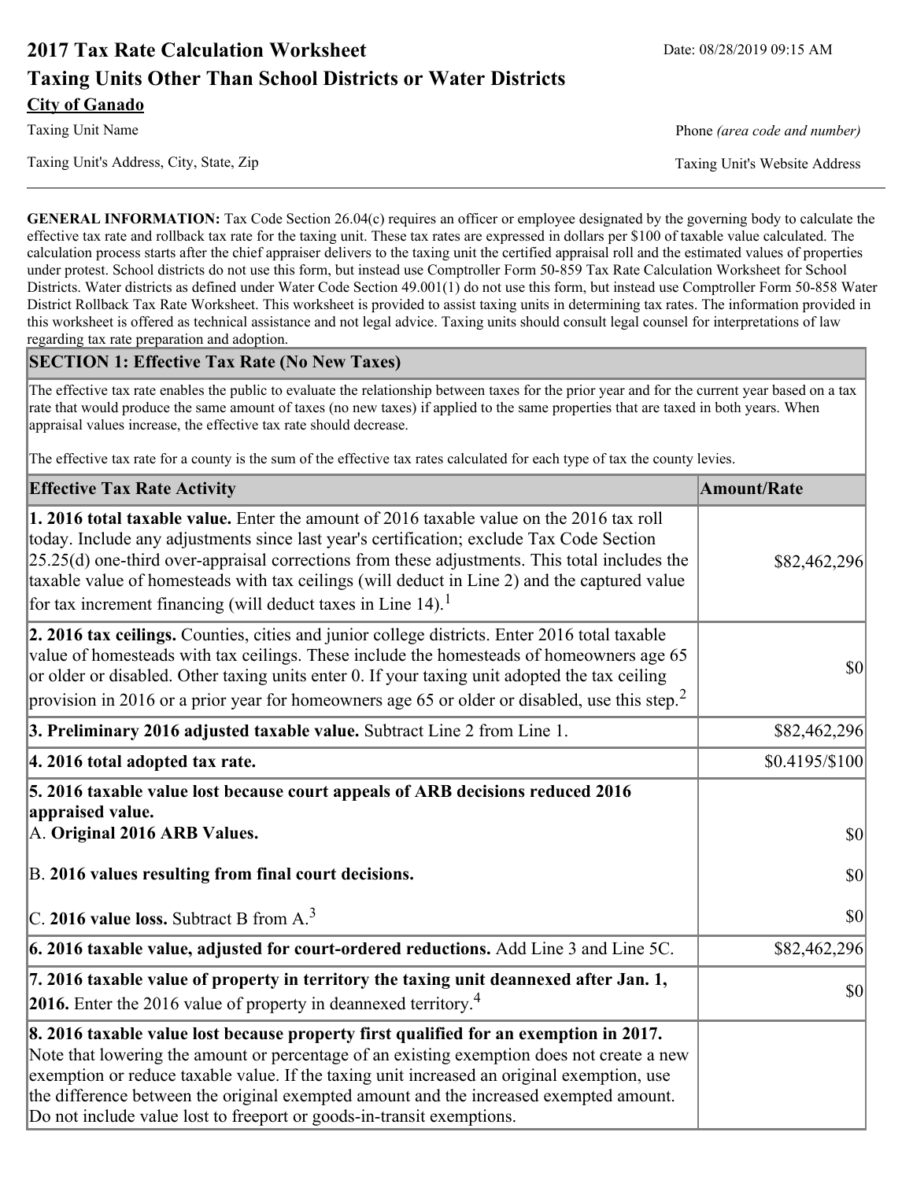# 2017 Tax Rate Calculation Worksheet

Date: 08/28/2019 09:15 AM

## Taxing Units Other Than School Districts or Water Districts

**City of Ganado**

Taxing Unit Name

Phone *(area code and number)*

Taxing Unit's Address, City, State, Zip

Taxing Unit's Website Address

---

**GENERAL INFORMATION:** Tax Code Section 26.04(c) requires an officer or employee designated by the governing body to calculate the effective tax rate and rollback tax rate for the taxing unit. These tax rates are expressed in dollars per $100 of taxable value calculated. The calculation process starts after the chief appraiser delivers to the taxing unit the certified appraisal roll and the estimated values of properties under protest. School districts do not use this form, but instead use Comptroller Form 50-859 Tax Rate Calculation Worksheet for School Districts. Water districts as defined under Water Code Section 49.001(1) do not use this form, but instead use Comptroller Form 50-858 Water District Rollback Tax Rate Worksheet. This worksheet is provided to assist taxing units in determining tax rates. The information provided in this worksheet is offered as technical assistance and not legal advice. Taxing units should consult legal counsel for interpretations of law regarding tax rate preparation and adoption.

### SECTION 1: Effective Tax Rate (No New Taxes)

The effective tax rate enables the public to evaluate the relationship between taxes for the prior year and for the current year based on a tax rate that would produce the same amount of taxes (no new taxes) if applied to the same properties that are taxed in both years. When appraisal values increase, the effective tax rate should decrease.

The effective tax rate for a county is the sum of the effective tax rates calculated for each type of tax the county levies.

| Effective Tax Rate Activity | Amount/Rate |
|---|---|
| **1. 2016 total taxable value.** Enter the amount of 2016 taxable value on the 2016 tax roll today. Include any adjustments since last year's certification; exclude Tax Code Section 25.25(d) one-third over-appraisal corrections from these adjustments. This total includes the taxable value of homesteads with tax ceilings (will deduct in Line 2) and the captured value for tax increment financing (will deduct taxes in Line 14).[1] | $82,462,296 |
| **2. 2016 tax ceilings.** Counties, cities and junior college districts. Enter 2016 total taxable value of homesteads with tax ceilings. These include the homesteads of homeowners age 65 or older or disabled. Other taxing units enter 0. If your taxing unit adopted the tax ceiling provision in 2016 or a prior year for homeowners age 65 or older or disabled, use this step.[2] | $0 |
| **3. Preliminary 2016 adjusted taxable value.** Subtract Line 2 from Line 1. | $82,462,296 |
| **4. 2016 total adopted tax rate.** | $0.4195/$100 |
| **5. 2016 taxable value lost because court appeals of ARB decisions reduced 2016 appraised value.** | |
| A. **Original 2016 ARB Values.** | $0 |
| B. **2016 values resulting from final court decisions.** | $0 |
| C. **2016 value loss.** Subtract B from A.[3] | $0 |
| **6. 2016 taxable value, adjusted for court-ordered reductions.** Add Line 3 and Line 5C. | $82,462,296 |
| **7. 2016 taxable value of property in territory the taxing unit deannexed after Jan. 1, 2016.** Enter the 2016 value of property in deannexed territory.[4] | $0 |
| **8. 2016 taxable value lost because property first qualified for an exemption in 2017.** Note that lowering the amount or percentage of an existing exemption does not create a new exemption or reduce taxable value. If the taxing unit increased an original exemption, use the difference between the original exempted amount and the increased exempted amount. Do not include value lost to freeport or goods-in-transit exemptions. | |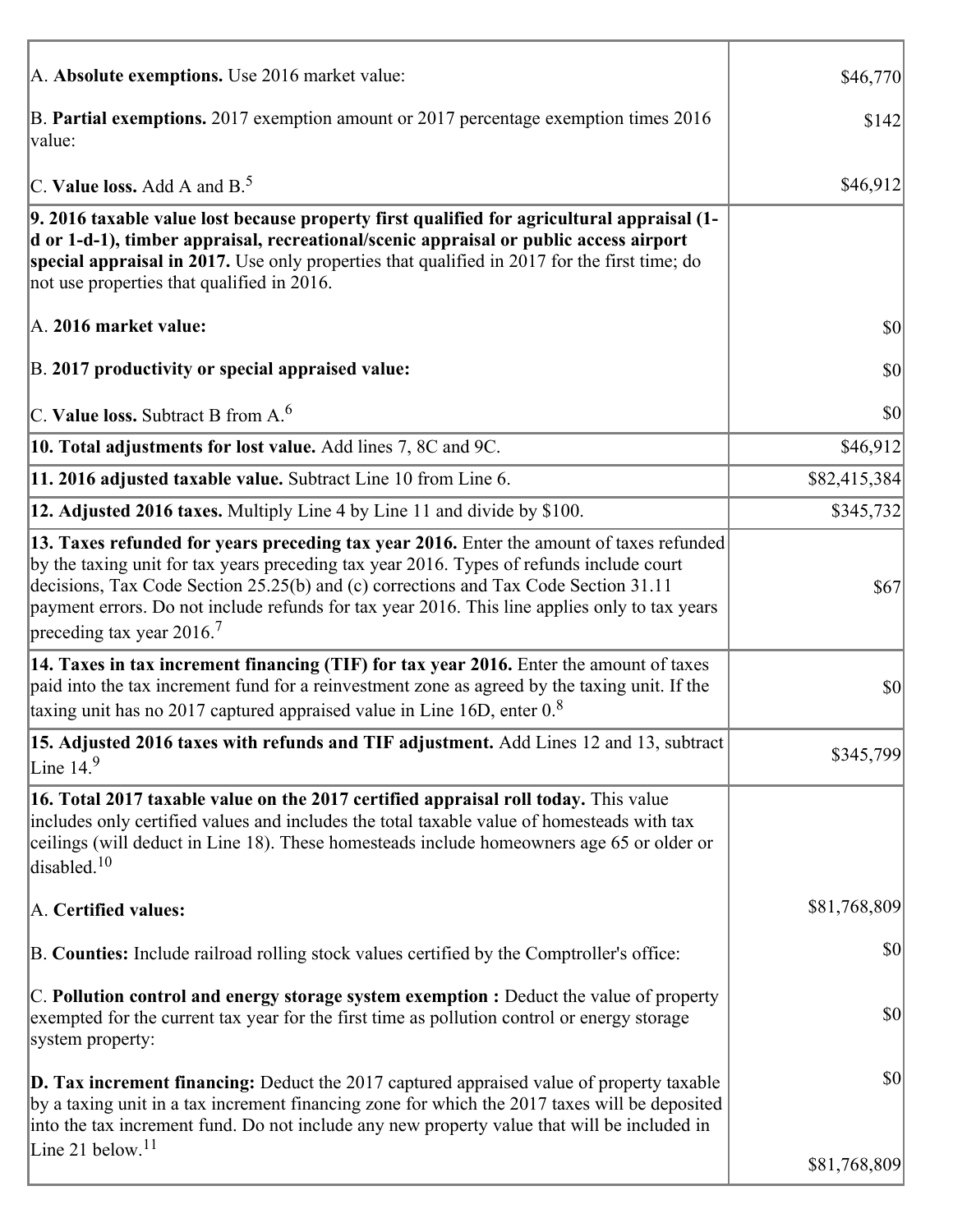| | |
|---|---|
| A. **Absolute exemptions.** Use 2016 market value: | $46,770 |
| B. **Partial exemptions.** 2017 exemption amount or 2017 percentage exemption times 2016 value: | $142 |
| C. **Value loss.** Add A and B.[5] | $46,912 |
| **9. 2016 taxable value lost because property first qualified for agricultural appraisal (1-d or 1-d-1), timber appraisal, recreational/scenic appraisal or public access airport special appraisal in 2017.** Use only properties that qualified in 2017 for the first time; do not use properties that qualified in 2016. | |
| A. **2016 market value:** | $0 |
| B. **2017 productivity or special appraised value:** | $0 |
| C. **Value loss.** Subtract B from A.[6] | $0 |
| **10. Total adjustments for lost value.** Add lines 7, 8C and 9C. | $46,912 |
| **11. 2016 adjusted taxable value.** Subtract Line 10 from Line 6. | $82,415,384 |
| **12. Adjusted 2016 taxes.** Multiply Line 4 by Line 11 and divide by $100. | $345,732 |
| **13. Taxes refunded for years preceding tax year 2016.** Enter the amount of taxes refunded by the taxing unit for tax years preceding tax year 2016. Types of refunds include court decisions, Tax Code Section 25.25(b) and (c) corrections and Tax Code Section 31.11 payment errors. Do not include refunds for tax year 2016. This line applies only to tax years preceding tax year 2016.[7] | $67 |
| **14. Taxes in tax increment financing (TIF) for tax year 2016.** Enter the amount of taxes paid into the tax increment fund for a reinvestment zone as agreed by the taxing unit. If the taxing unit has no 2017 captured appraised value in Line 16D, enter 0.[8] | $0 |
| **15. Adjusted 2016 taxes with refunds and TIF adjustment.** Add Lines 12 and 13, subtract Line 14.[9] | $345,799 |
| **16. Total 2017 taxable value on the 2017 certified appraisal roll today.** This value includes only certified values and includes the total taxable value of homesteads with tax ceilings (will deduct in Line 18). These homesteads include homeowners age 65 or older or disabled.[10] | |
| A. **Certified values:** | $81,768,809 |
| B. **Counties:** Include railroad rolling stock values certified by the Comptroller's office: | $0 |
| C. **Pollution control and energy storage system exemption :** Deduct the value of property exempted for the current tax year for the first time as pollution control or energy storage system property: | $0 |
| **D. Tax increment financing:** Deduct the 2017 captured appraised value of property taxable by a taxing unit in a tax increment financing zone for which the 2017 taxes will be deposited into the tax increment fund. Do not include any new property value that will be included in Line 21 below.[11] | $0<br>$81,768,809 |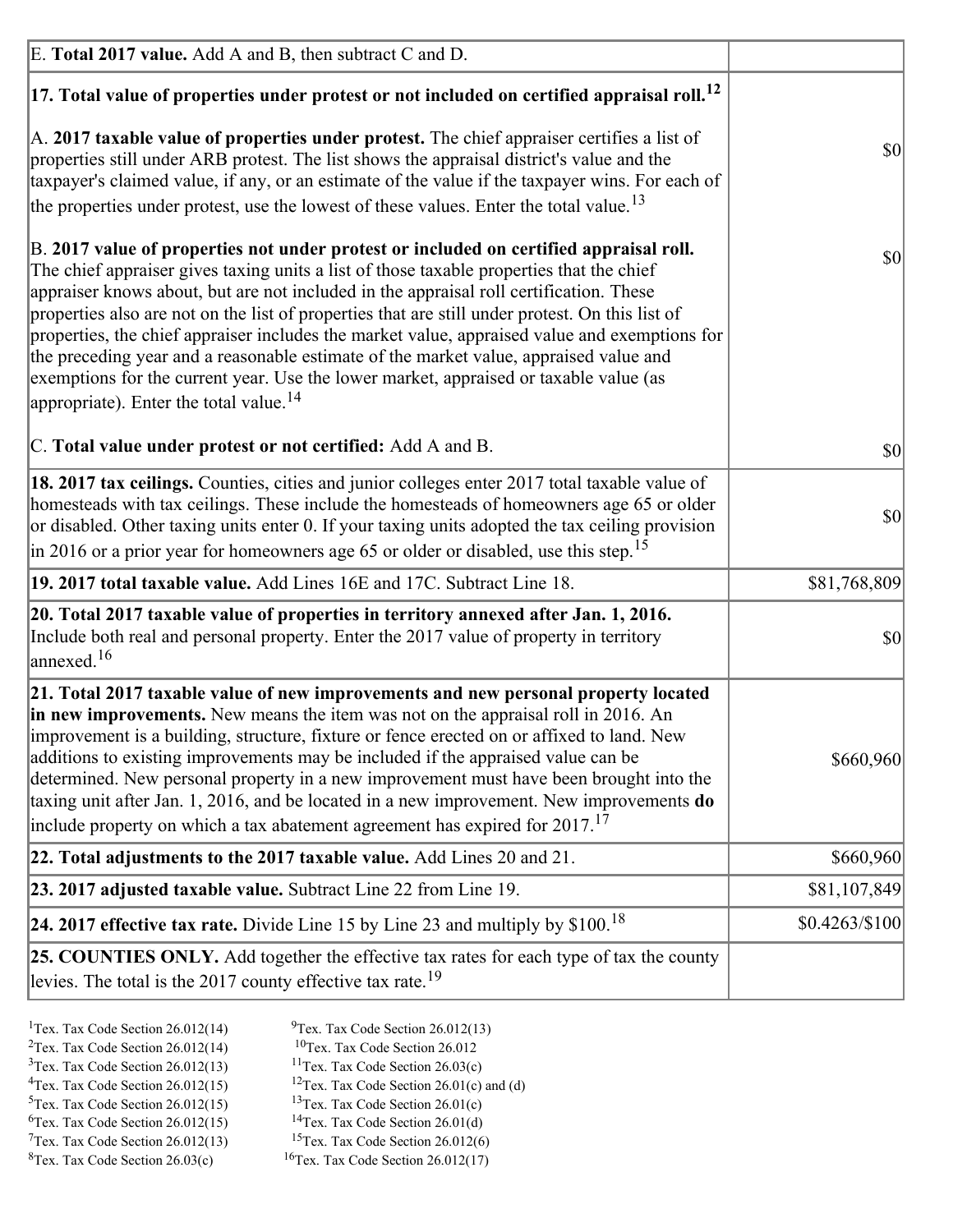| | |
|---|---|
| E. **Total 2017 value.** Add A and B, then subtract C and D. | |
| **17. Total value of properties under protest or not included on certified appraisal roll.**[12]<br><br>A. **2017 taxable value of properties under protest.** The chief appraiser certifies a list of properties still under ARB protest. The list shows the appraisal district's value and the taxpayer's claimed value, if any, or an estimate of the value if the taxpayer wins. For each of the properties under protest, use the lowest of these values. Enter the total value.[13] | $0 |
| B. **2017 value of properties not under protest or included on certified appraisal roll.** The chief appraiser gives taxing units a list of those taxable properties that the chief appraiser knows about, but are not included in the appraisal roll certification. These properties also are not on the list of properties that are still under protest. On this list of properties, the chief appraiser includes the market value, appraised value and exemptions for the preceding year and a reasonable estimate of the market value, appraised value and exemptions for the current year. Use the lower market, appraised or taxable value (as appropriate). Enter the total value.[14] | $0 |
| C. **Total value under protest or not certified:** Add A and B. | $0 |
| **18. 2017 tax ceilings.** Counties, cities and junior colleges enter 2017 total taxable value of homesteads with tax ceilings. These include the homesteads of homeowners age 65 or older or disabled. Other taxing units enter 0. If your taxing units adopted the tax ceiling provision in 2016 or a prior year for homeowners age 65 or older or disabled, use this step.[15] | $0 |
| **19. 2017 total taxable value.** Add Lines 16E and 17C. Subtract Line 18. | $81,768,809 |
| **20. Total 2017 taxable value of properties in territory annexed after Jan. 1, 2016.** Include both real and personal property. Enter the 2017 value of property in territory annexed.[16] | $0 |
| **21. Total 2017 taxable value of new improvements and new personal property located in new improvements.** New means the item was not on the appraisal roll in 2016. An improvement is a building, structure, fixture or fence erected on or affixed to land. New additions to existing improvements may be included if the appraised value can be determined. New personal property in a new improvement must have been brought into the taxing unit after Jan. 1, 2016, and be located in a new improvement. New improvements **do** include property on which a tax abatement agreement has expired for 2017.[17] | $660,960 |
| **22. Total adjustments to the 2017 taxable value.** Add Lines 20 and 21. | $660,960 |
| **23. 2017 adjusted taxable value.** Subtract Line 22 from Line 19. | $81,107,849 |
| **24. 2017 effective tax rate.** Divide Line 15 by Line 23 and multiply by $100.[18] | $0.4263/$100 |
| **25. COUNTIES ONLY.** Add together the effective tax rates for each type of tax the county levies. The total is the 2017 county effective tax rate.[19] | |

[1]Tex. Tax Code Section 26.012(14)
[2]Tex. Tax Code Section 26.012(14)
[3]Tex. Tax Code Section 26.012(13)
[4]Tex. Tax Code Section 26.012(15)
[5]Tex. Tax Code Section 26.012(15)
[6]Tex. Tax Code Section 26.012(15)
[7]Tex. Tax Code Section 26.012(13)
[8]Tex. Tax Code Section 26.03(c)
[9]Tex. Tax Code Section 26.012(13)
[10]Tex. Tax Code Section 26.012
[11]Tex. Tax Code Section 26.03(c)
[12]Tex. Tax Code Section 26.01(c) and (d)
[13]Tex. Tax Code Section 26.01(c)
[14]Tex. Tax Code Section 26.01(d)
[15]Tex. Tax Code Section 26.012(6)
[16]Tex. Tax Code Section 26.012(17)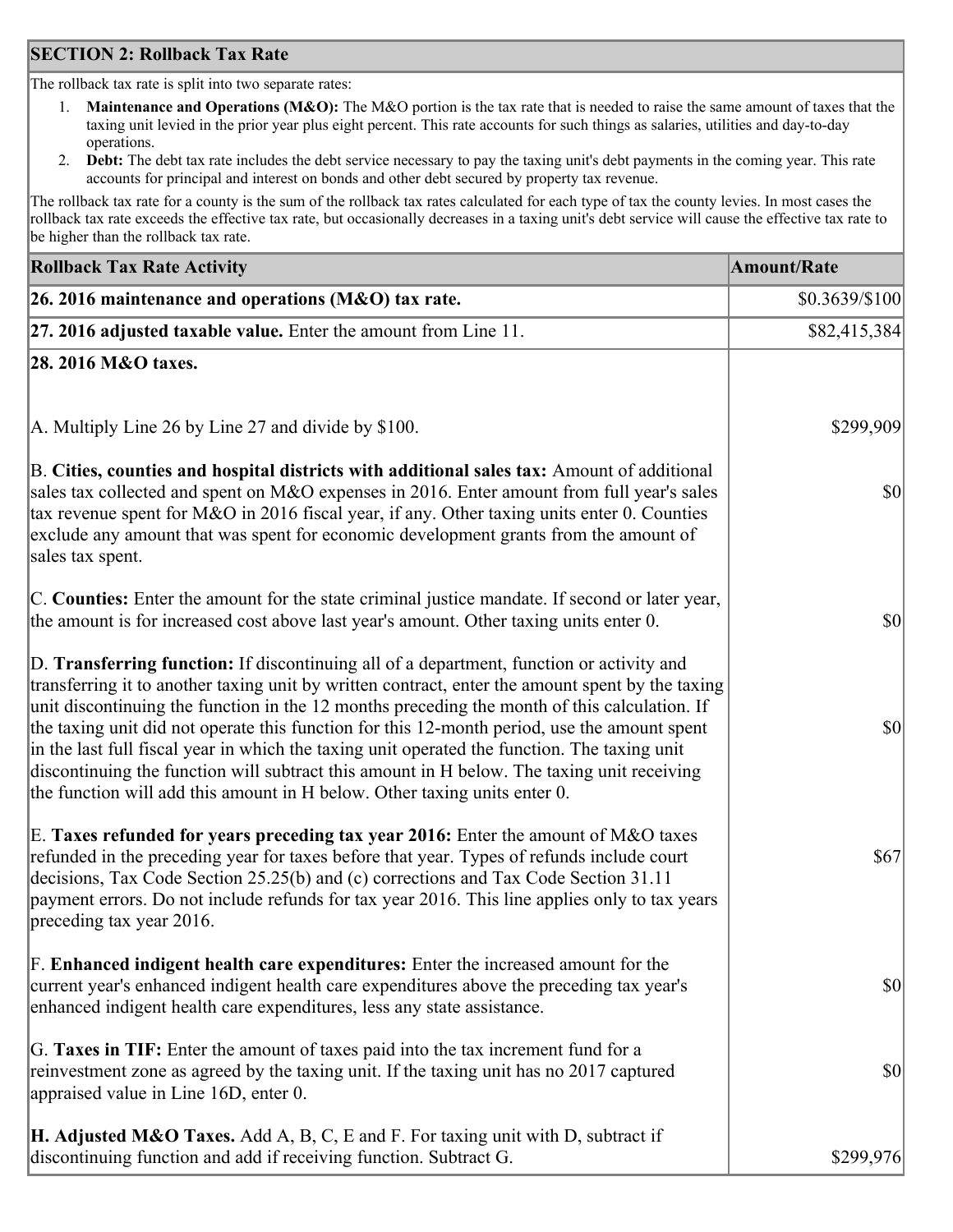## SECTION 2: Rollback Tax Rate

The rollback tax rate is split into two separate rates:

1. **Maintenance and Operations (M&O):** The M&O portion is the tax rate that is needed to raise the same amount of taxes that the taxing unit levied in the prior year plus eight percent. This rate accounts for such things as salaries, utilities and day-to-day operations.
2. **Debt:** The debt tax rate includes the debt service necessary to pay the taxing unit's debt payments in the coming year. This rate accounts for principal and interest on bonds and other debt secured by property tax revenue.

The rollback tax rate for a county is the sum of the rollback tax rates calculated for each type of tax the county levies. In most cases the rollback tax rate exceeds the effective tax rate, but occasionally decreases in a taxing unit's debt service will cause the effective tax rate to be higher than the rollback tax rate.

| Rollback Tax Rate Activity | Amount/Rate |
|---|---|
| **26. 2016 maintenance and operations (M&O) tax rate.** | $0.3639/$100 |
| **27. 2016 adjusted taxable value.** Enter the amount from Line 11. | $82,415,384 |
| **28. 2016 M&O taxes.** | |
| A. Multiply Line 26 by Line 27 and divide by $100. | $299,909 |
| B. **Cities, counties and hospital districts with additional sales tax:** Amount of additional sales tax collected and spent on M&O expenses in 2016. Enter amount from full year's sales tax revenue spent for M&O in 2016 fiscal year, if any. Other taxing units enter 0. Counties exclude any amount that was spent for economic development grants from the amount of sales tax spent. | $0 |
| C. **Counties:** Enter the amount for the state criminal justice mandate. If second or later year, the amount is for increased cost above last year's amount. Other taxing units enter 0. | $0 |
| D. **Transferring function:** If discontinuing all of a department, function or activity and transferring it to another taxing unit by written contract, enter the amount spent by the taxing unit discontinuing the function in the 12 months preceding the month of this calculation. If the taxing unit did not operate this function for this 12-month period, use the amount spent in the last full fiscal year in which the taxing unit operated the function. The taxing unit discontinuing the function will subtract this amount in H below. The taxing unit receiving the function will add this amount in H below. Other taxing units enter 0. | $0 |
| E. **Taxes refunded for years preceding tax year 2016:** Enter the amount of M&O taxes refunded in the preceding year for taxes before that year. Types of refunds include court decisions, Tax Code Section 25.25(b) and (c) corrections and Tax Code Section 31.11 payment errors. Do not include refunds for tax year 2016. This line applies only to tax years preceding tax year 2016. | $67 |
| F. **Enhanced indigent health care expenditures:** Enter the increased amount for the current year's enhanced indigent health care expenditures above the preceding tax year's enhanced indigent health care expenditures, less any state assistance. | $0 |
| G. **Taxes in TIF:** Enter the amount of taxes paid into the tax increment fund for a reinvestment zone as agreed by the taxing unit. If the taxing unit has no 2017 captured appraised value in Line 16D, enter 0. | $0 |
| **H. Adjusted M&O Taxes.** Add A, B, C, E and F. For taxing unit with D, subtract if discontinuing function and add if receiving function. Subtract G. | $299,976 |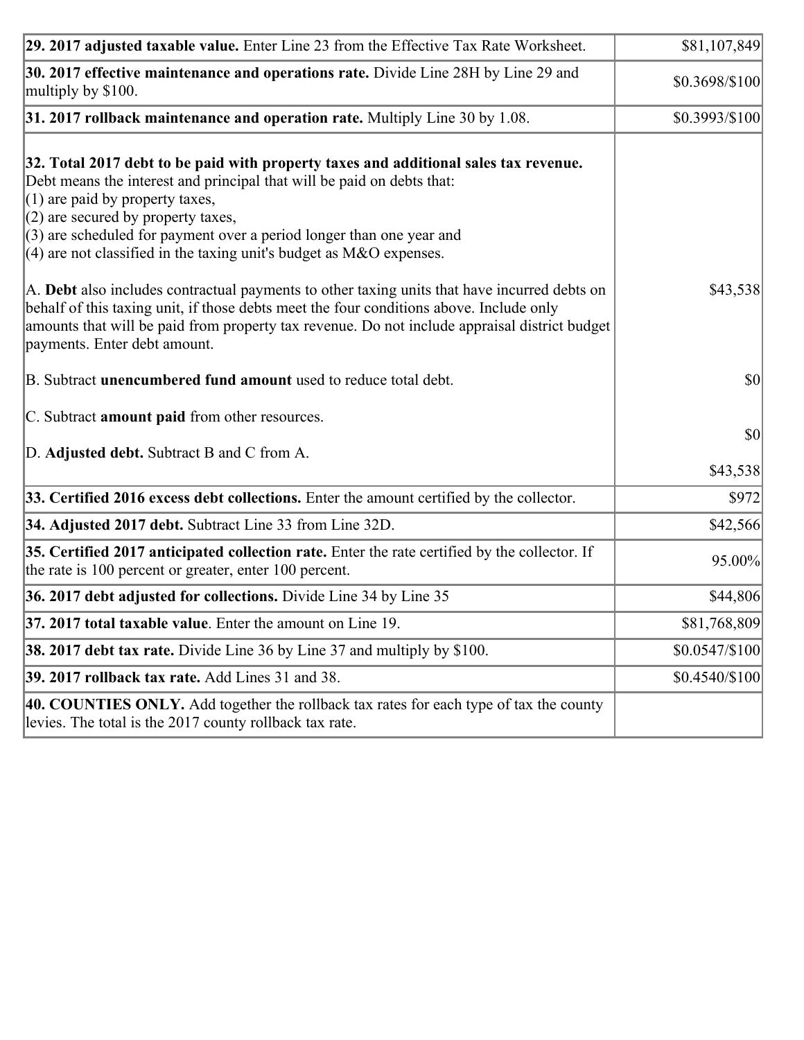| | |
|---|---|
| **29. 2017 adjusted taxable value.** Enter Line 23 from the Effective Tax Rate Worksheet. | $81,107,849 |
| **30. 2017 effective maintenance and operations rate.** Divide Line 28H by Line 29 and multiply by $100. | $0.3698/$100 |
| **31. 2017 rollback maintenance and operation rate.** Multiply Line 30 by 1.08. | $0.3993/$100 |
| **32. Total 2017 debt to be paid with property taxes and additional sales tax revenue.** Debt means the interest and principal that will be paid on debts that:<br>(1) are paid by property taxes,<br>(2) are secured by property taxes,<br>(3) are scheduled for payment over a period longer than one year and<br>(4) are not classified in the taxing unit's budget as M&O expenses.<br><br>A. **Debt** also includes contractual payments to other taxing units that have incurred debts on behalf of this taxing unit, if those debts meet the four conditions above. Include only amounts that will be paid from property tax revenue. Do not include appraisal district budget payments. Enter debt amount.<br><br>B. Subtract **unencumbered fund amount** used to reduce total debt.<br><br>C. Subtract **amount paid** from other resources.<br><br>D. **Adjusted debt.** Subtract B and C from A. | $43,538<br><br>$0<br><br>$0<br><br>$43,538 |
| **33. Certified 2016 excess debt collections.** Enter the amount certified by the collector. | $972 |
| **34. Adjusted 2017 debt.** Subtract Line 33 from Line 32D. | $42,566 |
| **35. Certified 2017 anticipated collection rate.** Enter the rate certified by the collector. If the rate is 100 percent or greater, enter 100 percent. | 95.00% |
| **36. 2017 debt adjusted for collections.** Divide Line 34 by Line 35 | $44,806 |
| **37. 2017 total taxable value**. Enter the amount on Line 19. | $81,768,809 |
| **38. 2017 debt tax rate.** Divide Line 36 by Line 37 and multiply by $100. | $0.0547/$100 |
| **39. 2017 rollback tax rate.** Add Lines 31 and 38. | $0.4540/$100 |
| **40. COUNTIES ONLY.** Add together the rollback tax rates for each type of tax the county levies. The total is the 2017 county rollback tax rate. | |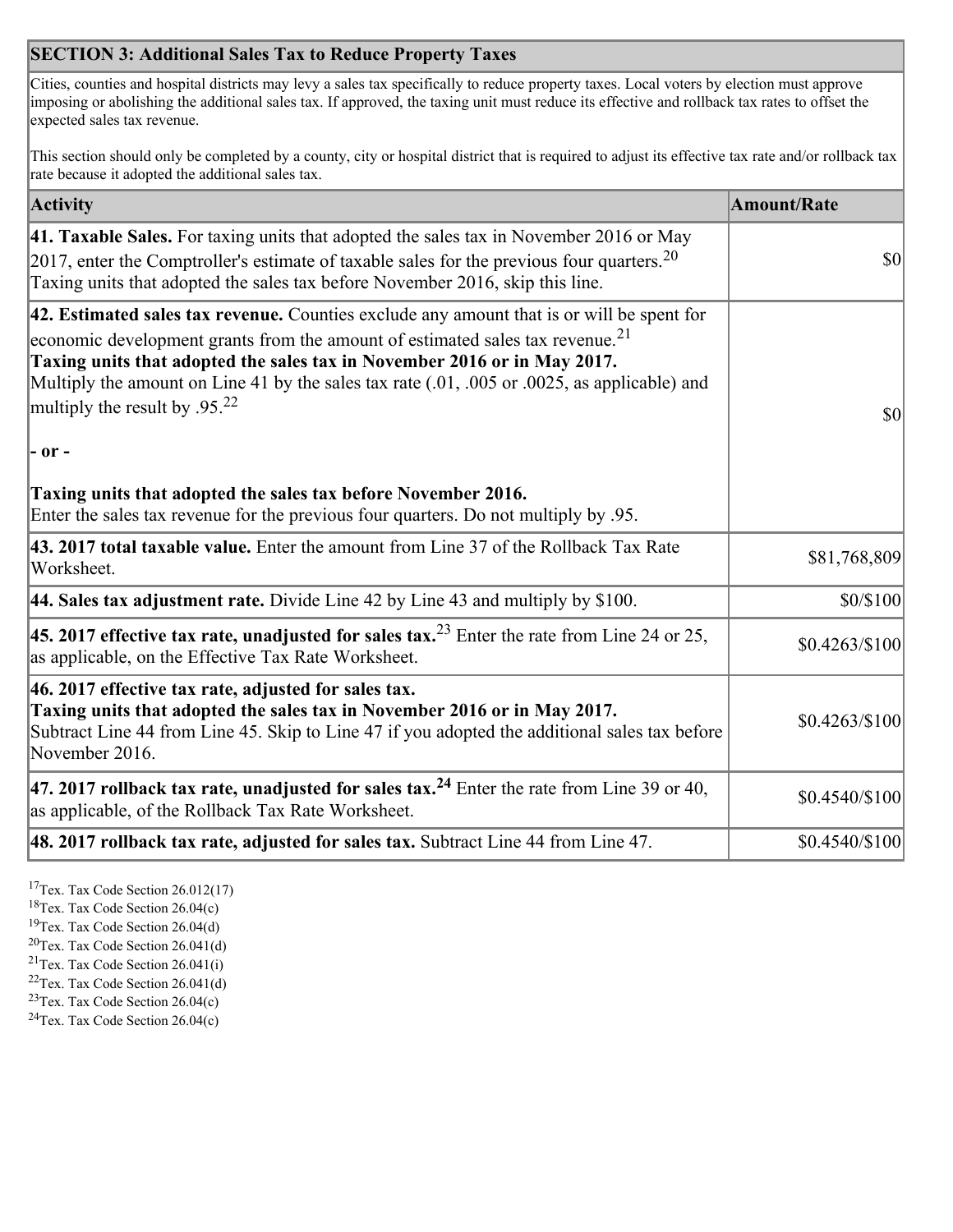| SECTION 3: Additional Sales Tax to Reduce Property Taxes | |
|---|---|
| Cities, counties and hospital districts may levy a sales tax specifically to reduce property taxes. Local voters by election must approve imposing or abolishing the additional sales tax. If approved, the taxing unit must reduce its effective and rollback tax rates to offset the expected sales tax revenue.<br><br>This section should only be completed by a county, city or hospital district that is required to adjust its effective tax rate and/or rollback tax rate because it adopted the additional sales tax. | |

| Activity | Amount/Rate |
|---|---|
| **41. Taxable Sales.** For taxing units that adopted the sales tax in November 2016 or May 2017, enter the Comptroller's estimate of taxable sales for the previous four quarters.[20] Taxing units that adopted the sales tax before November 2016, skip this line. | $0 |
| **42. Estimated sales tax revenue.** Counties exclude any amount that is or will be spent for economic development grants from the amount of estimated sales tax revenue.[21]<br>**Taxing units that adopted the sales tax in November 2016 or in May 2017.** Multiply the amount on Line 41 by the sales tax rate (.01, .005 or .0025, as applicable) and multiply the result by .95.[22]<br><br>**- or -**<br><br>**Taxing units that adopted the sales tax before November 2016.** Enter the sales tax revenue for the previous four quarters. Do not multiply by .95. | $0 |
| **43. 2017 total taxable value.** Enter the amount from Line 37 of the Rollback Tax Rate Worksheet. | $81,768,809 |
| **44. Sales tax adjustment rate.** Divide Line 42 by Line 43 and multiply by $100. | $0/$100 |
| **45. 2017 effective tax rate, unadjusted for sales tax.**[23] Enter the rate from Line 24 or 25, as applicable, on the Effective Tax Rate Worksheet. | $0.4263/$100 |
| **46. 2017 effective tax rate, adjusted for sales tax.**<br>**Taxing units that adopted the sales tax in November 2016 or in May 2017.** Subtract Line 44 from Line 45. Skip to Line 47 if you adopted the additional sales tax before November 2016. | $0.4263/$100 |
| **47. 2017 rollback tax rate, unadjusted for sales tax.**[24] Enter the rate from Line 39 or 40, as applicable, of the Rollback Tax Rate Worksheet. | $0.4540/$100 |
| **48. 2017 rollback tax rate, adjusted for sales tax.** Subtract Line 44 from Line 47. | $0.4540/$100 |

[17] Tex. Tax Code Section 26.012(17)
[18] Tex. Tax Code Section 26.04(c)
[19] Tex. Tax Code Section 26.04(d)
[20] Tex. Tax Code Section 26.041(d)
[21] Tex. Tax Code Section 26.041(i)
[22] Tex. Tax Code Section 26.041(d)
[23] Tex. Tax Code Section 26.04(c)
[24] Tex. Tax Code Section 26.04(c)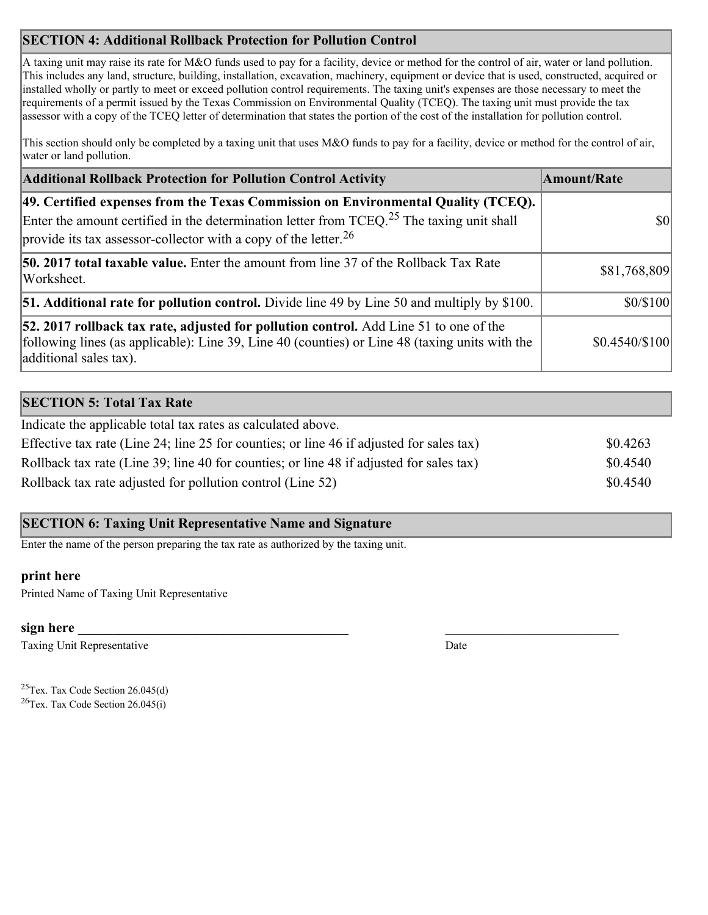## SECTION 4: Additional Rollback Protection for Pollution Control

A taxing unit may raise its rate for M&O funds used to pay for a facility, device or method for the control of air, water or land pollution. This includes any land, structure, building, installation, excavation, machinery, equipment or device that is used, constructed, acquired or installed wholly or partly to meet or exceed pollution control requirements. The taxing unit's expenses are those necessary to meet the requirements of a permit issued by the Texas Commission on Environmental Quality (TCEQ). The taxing unit must provide the tax assessor with a copy of the TCEQ letter of determination that states the portion of the cost of the installation for pollution control.

This section should only be completed by a taxing unit that uses M&O funds to pay for a facility, device or method for the control of air, water or land pollution.

| Additional Rollback Protection for Pollution Control Activity | Amount/Rate |
|---|---|
| **49. Certified expenses from the Texas Commission on Environmental Quality (TCEQ).** Enter the amount certified in the determination letter from TCEQ.[25] The taxing unit shall provide its tax assessor-collector with a copy of the letter.[26] | $0 |
| **50. 2017 total taxable value.** Enter the amount from line 37 of the Rollback Tax Rate Worksheet. | $81,768,809 |
| **51. Additional rate for pollution control.** Divide line 49 by Line 50 and multiply by $100. | $0/$100 |
| **52. 2017 rollback tax rate, adjusted for pollution control.** Add Line 51 to one of the following lines (as applicable): Line 39, Line 40 (counties) or Line 48 (taxing units with the additional sales tax). | $0.4540/$100 |

## SECTION 5: Total Tax Rate

Indicate the applicable total tax rates as calculated above.

| | |
|---|---|
| Effective tax rate (Line 24; line 25 for counties; or line 46 if adjusted for sales tax) | $0.4263 |
| Rollback tax rate (Line 39; line 40 for counties; or line 48 if adjusted for sales tax) | $0.4540 |
| Rollback tax rate adjusted for pollution control (Line 52) | $0.4540 |

## SECTION 6: Taxing Unit Representative Name and Signature

Enter the name of the person preparing the tax rate as authorized by the taxing unit.

**print here**

Printed Name of Taxing Unit Representative

**sign here** ________________________________________ ____________________________

Taxing Unit Representative Date

[25]Tex. Tax Code Section 26.045(d)
[26]Tex. Tax Code Section 26.045(i)